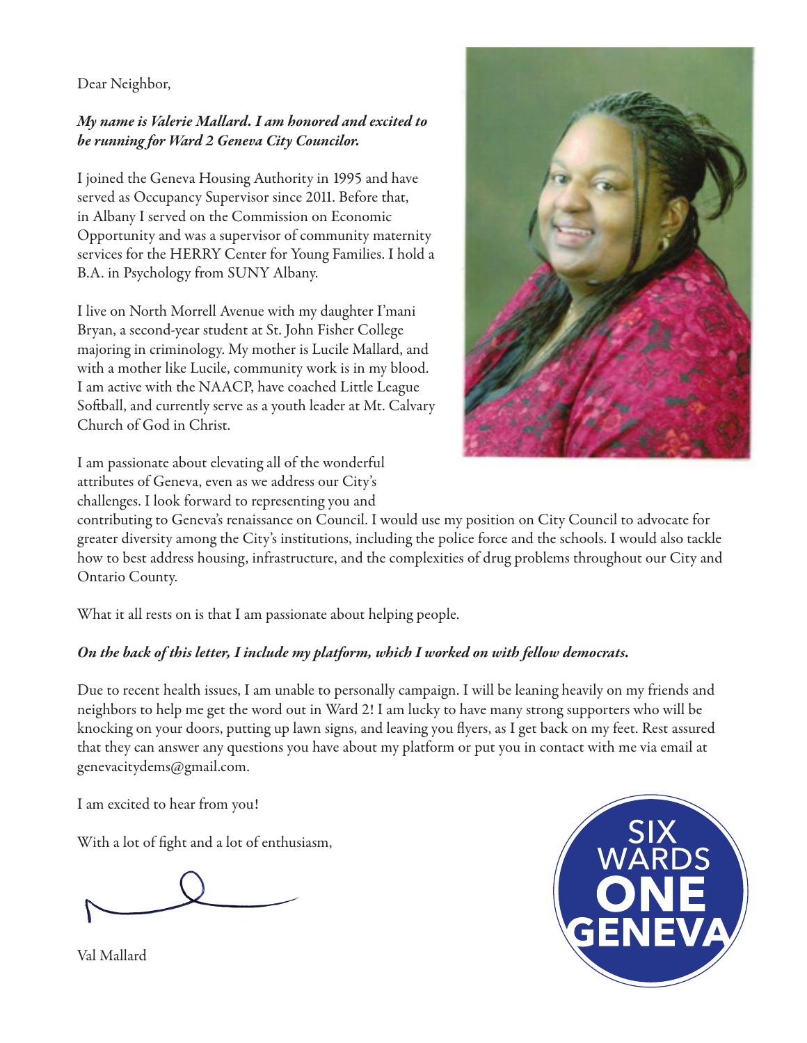Dear Neighbor,

***My name is Valerie Mallard. I am honored and excited to be running for Ward 2 Geneva City Councilor.***

I joined the Geneva Housing Authority in 1995 and have served as Occupancy Supervisor since 2011. Before that, in Albany I served on the Commission on Economic Opportunity and was a supervisor of community maternity services for the HERRY Center for Young Families. I hold a B.A. in Psychology from SUNY Albany.

I live on North Morrell Avenue with my daughter I'mani Bryan, a second-year student at St. John Fisher College majoring in criminology. My mother is Lucile Mallard, and with a mother like Lucile, community work is in my blood. I am active with the NAACP, have coached Little League Softball, and currently serve as a youth leader at Mt. Calvary Church of God in Christ.

I am passionate about elevating all of the wonderful attributes of Geneva, even as we address our City's challenges. I look forward to representing you and contributing to Geneva's renaissance on Council. I would use my position on City Council to advocate for greater diversity among the City's institutions, including the police force and the schools. I would also tackle how to best address housing, infrastructure, and the complexities of drug problems throughout our City and Ontario County.

What it all rests on is that I am passionate about helping people.

***On the back of this letter, I include my platform, which I worked on with fellow democrats.***

Due to recent health issues, I am unable to personally campaign. I will be leaning heavily on my friends and neighbors to help me get the word out in Ward 2! I am lucky to have many strong supporters who will be knocking on your doors, putting up lawn signs, and leaving you flyers, as I get back on my feet. Rest assured that they can answer any questions you have about my platform or put you in contact with me via email at genevacitydems@gmail.com.

I am excited to hear from you!

With a lot of fight and a lot of enthusiasm,

Val Mallard

SIX WARDS ONE GENEVA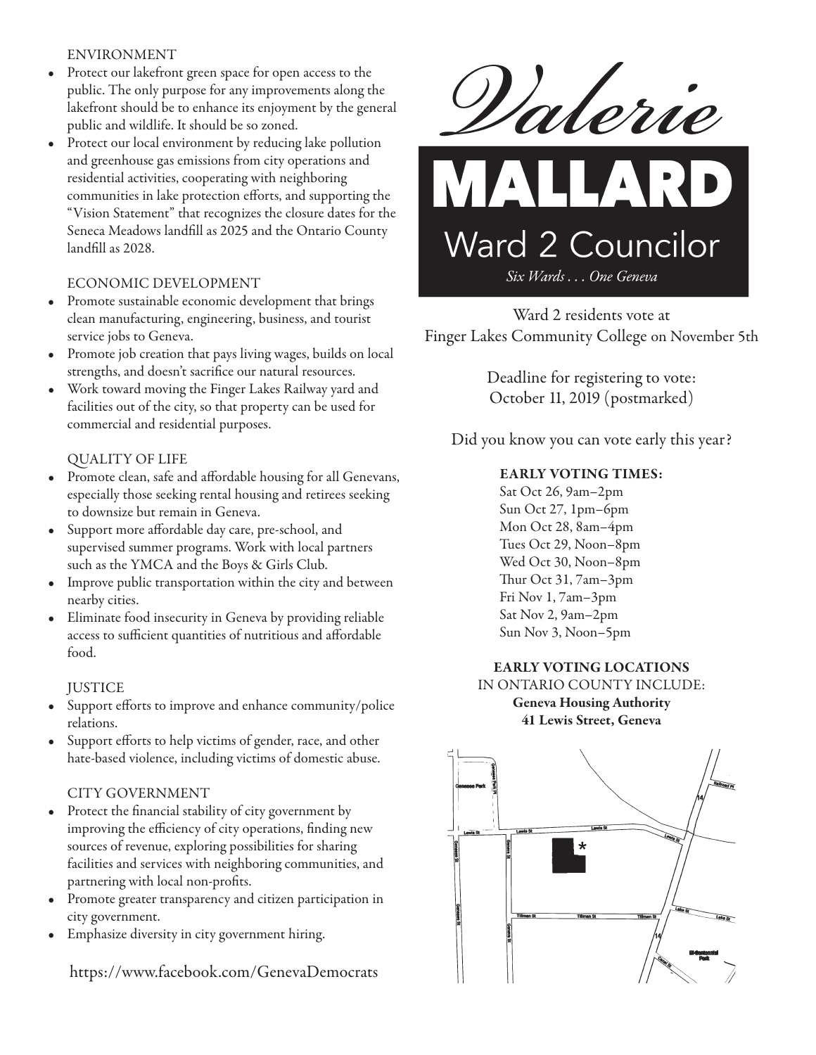## ENVIRONMENT

- Protect our lakefront green space for open access to the public. The only purpose for any improvements along the lakefront should be to enhance its enjoyment by the general public and wildlife. It should be so zoned.
- Protect our local environment by reducing lake pollution and greenhouse gas emissions from city operations and residential activities, cooperating with neighboring communities in lake protection efforts, and supporting the "Vision Statement" that recognizes the closure dates for the Seneca Meadows landfill as 2025 and the Ontario County landfill as 2028.

## ECONOMIC DEVELOPMENT

- Promote sustainable economic development that brings clean manufacturing, engineering, business, and tourist service jobs to Geneva.
- Promote job creation that pays living wages, builds on local strengths, and doesn't sacrifice our natural resources.
- Work toward moving the Finger Lakes Railway yard and facilities out of the city, so that property can be used for commercial and residential purposes.

## QUALITY OF LIFE

- Promote clean, safe and affordable housing for all Genevans, especially those seeking rental housing and retirees seeking to downsize but remain in Geneva.
- Support more affordable day care, pre-school, and supervised summer programs. Work with local partners such as the YMCA and the Boys & Girls Club.
- Improve public transportation within the city and between nearby cities.
- Eliminate food insecurity in Geneva by providing reliable access to sufficient quantities of nutritious and affordable food.

## JUSTICE

- Support efforts to improve and enhance community/police relations.
- Support efforts to help victims of gender, race, and other hate-based violence, including victims of domestic abuse.

## CITY GOVERNMENT

- Protect the financial stability of city government by improving the efficiency of city operations, finding new sources of revenue, exploring possibilities for sharing facilities and services with neighboring communities, and partnering with local non-profits.
- Promote greater transparency and citizen participation in city government.
- Emphasize diversity in city government hiring.

https://www.facebook.com/GenevaDemocrats

*Valerie*

# MALLARD

## Ward 2 Councilor

*Six Wards . . . One Geneva*

Ward 2 residents vote at Finger Lakes Community College on November 5th

Deadline for registering to vote: October 11, 2019 (postmarked)

Did you know you can vote early this year?

**EARLY VOTING TIMES:**

Sat Oct 26, 9am–2pm
Sun Oct 27, 1pm–6pm
Mon Oct 28, 8am–4pm
Tues Oct 29, Noon–8pm
Wed Oct 30, Noon–8pm
Thur Oct 31, 7am–3pm
Fri Nov 1, 7am–3pm
Sat Nov 2, 9am–2pm
Sun Nov 3, Noon–5pm

**EARLY VOTING LOCATIONS** IN ONTARIO COUNTY INCLUDE:
**Geneva Housing Authority**
**41 Lewis Street, Geneva**

Genesee Park
Genesee Park Pl
Lewis St
Lewis St
Lewis St
Lewis St
Railroad Pl
14
Genesee St
Geneva St
*
Tillman St
Tillman St
Tillman St
Lake St
Lake St
14
Bi-Centennial Park
Canal St